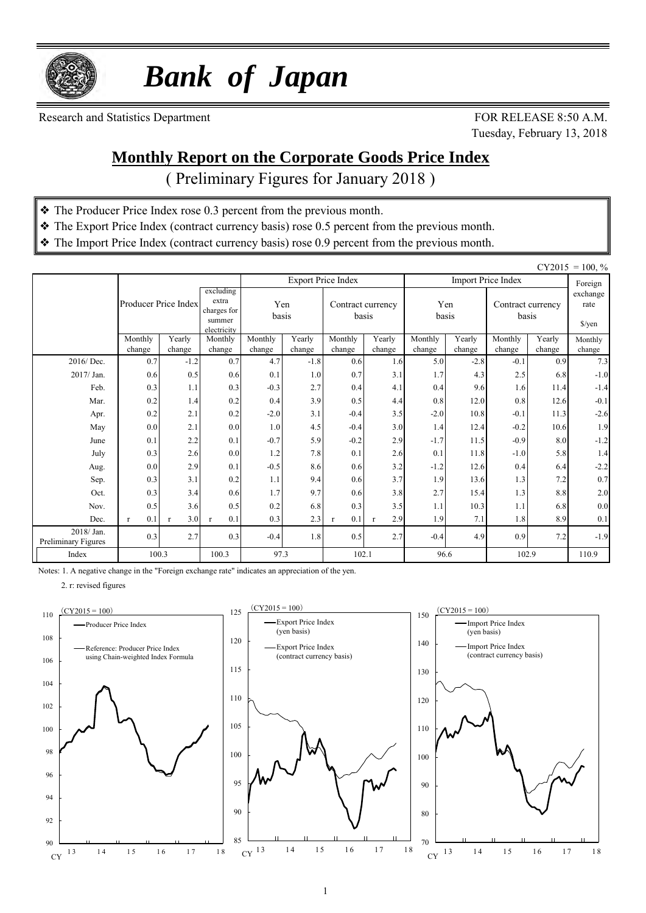# *Bank of Japan*

Research and Statistics Department

FOR RELEASE 8:50 A.M.
Tuesday, February 13, 2018

## Monthly Report on the Corporate Goods Price Index

( Preliminary Figures for January 2018 )

- ❖ The Producer Price Index rose 0.3 percent from the previous month.
- ❖ The Export Price Index (contract currency basis) rose 0.5 percent from the previous month.
- ❖ The Import Price Index (contract currency basis) rose 0.9 percent from the previous month.

CY2015 = 100, %

| | Producer Price Index | | excluding extra charges for summer electricity | Export Price Index | | | | Import Price Index | | | | Foreign exchange rate $/yen |
|---|---|---|---|---|---|---|---|---|---|---|---|---|
| | | | | Yen basis | | Contract currency basis | | Yen basis | | Contract currency basis | | |
| | Monthly change | Yearly change | Monthly change | Monthly change | Yearly change | Monthly change | Yearly change | Monthly change | Yearly change | Monthly change | Yearly change | Monthly change |
| 2016/ Dec. | 0.7 | -1.2 | 0.7 | 4.7 | -1.8 | 0.6 | 1.6 | 5.0 | -2.8 | -0.1 | 0.9 | 7.3 |
| 2017/ Jan. | 0.6 | 0.5 | 0.6 | 0.1 | 1.0 | 0.7 | 3.1 | 1.7 | 4.3 | 2.5 | 6.8 | -1.0 |
| Feb. | 0.3 | 1.1 | 0.3 | -0.3 | 2.7 | 0.4 | 4.1 | 0.4 | 9.6 | 1.6 | 11.4 | -1.4 |
| Mar. | 0.2 | 1.4 | 0.2 | 0.4 | 3.9 | 0.5 | 4.4 | 0.8 | 12.0 | 0.8 | 12.6 | -0.1 |
| Apr. | 0.2 | 2.1 | 0.2 | -2.0 | 3.1 | -0.4 | 3.5 | -2.0 | 10.8 | -0.1 | 11.3 | -2.6 |
| May | 0.0 | 2.1 | 0.0 | 1.0 | 4.5 | -0.4 | 3.0 | 1.4 | 12.4 | -0.2 | 10.6 | 1.9 |
| June | 0.1 | 2.2 | 0.1 | -0.7 | 5.9 | -0.2 | 2.9 | -1.7 | 11.5 | -0.9 | 8.0 | -1.2 |
| July | 0.3 | 2.6 | 0.0 | 1.2 | 7.8 | 0.1 | 2.6 | 0.1 | 11.8 | -1.0 | 5.8 | 1.4 |
| Aug. | 0.0 | 2.9 | 0.1 | -0.5 | 8.6 | 0.6 | 3.2 | -1.2 | 12.6 | 0.4 | 6.4 | -2.2 |
| Sep. | 0.3 | 3.1 | 0.2 | 1.1 | 9.4 | 0.6 | 3.7 | 1.9 | 13.6 | 1.3 | 7.2 | 0.7 |
| Oct. | 0.3 | 3.4 | 0.6 | 1.7 | 9.7 | 0.6 | 3.8 | 2.7 | 15.4 | 1.3 | 8.8 | 2.0 |
| Nov. | 0.5 | 3.6 | 0.5 | 0.2 | 6.8 | 0.3 | 3.5 | 1.1 | 10.3 | 1.1 | 6.8 | 0.0 |
| Dec. | r 0.1 | r 3.0 | r 0.1 | 0.3 | 2.3 | r 0.1 | r 2.9 | 1.9 | 7.1 | 1.8 | 8.9 | 0.1 |
| 2018/ Jan. Preliminary Figures | 0.3 | 2.7 | 0.3 | -0.4 | 1.8 | 0.5 | 2.7 | -0.4 | 4.9 | 0.9 | 7.2 | -1.9 |
| Index | 100.3 | | 100.3 | 97.3 | | 102.1 | | 96.6 | | 102.9 | | 110.9 |

Notes: 1. A negative change in the "Foreign exchange rate" indicates an appreciation of the yen.

2. r: revised figures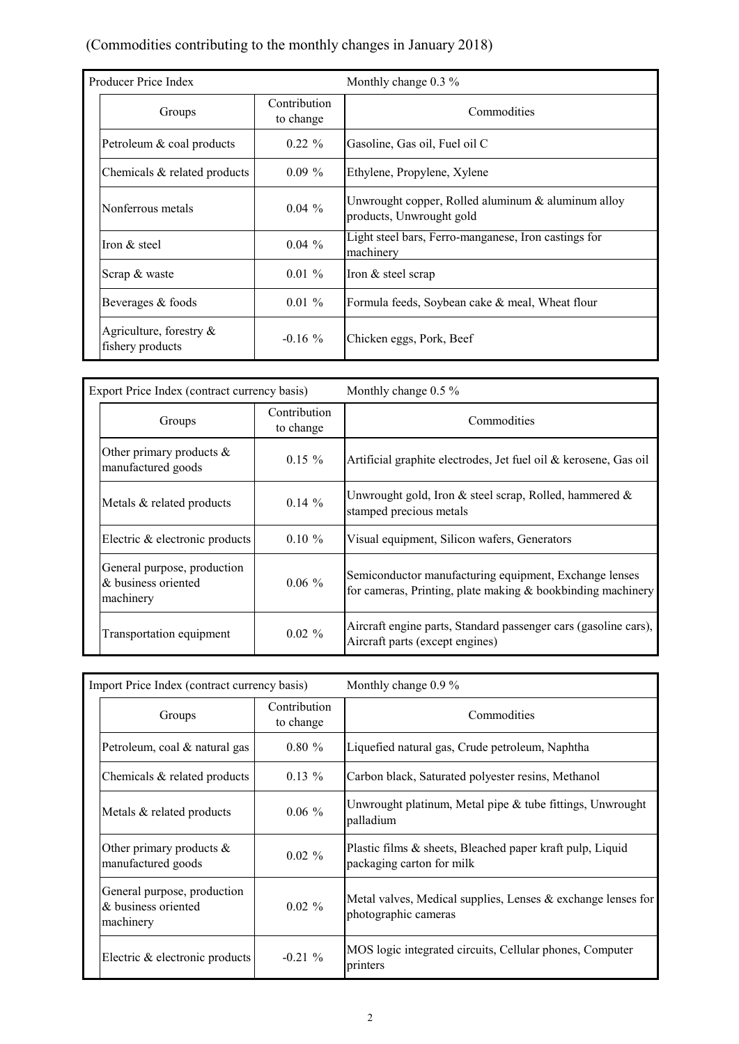(Commodities contributing to the monthly changes in January 2018)

| Producer Price Index | | Monthly change 0.3 % |
|---|---|---|
| Groups | Contribution to change | Commodities |
| Petroleum & coal products | 0.22 % | Gasoline, Gas oil, Fuel oil C |
| Chemicals & related products | 0.09 % | Ethylene, Propylene, Xylene |
| Nonferrous metals | 0.04 % | Unwrought copper, Rolled aluminum & aluminum alloy products, Unwrought gold |
| Iron & steel | 0.04 % | Light steel bars, Ferro-manganese, Iron castings for machinery |
| Scrap & waste | 0.01 % | Iron & steel scrap |
| Beverages & foods | 0.01 % | Formula feeds, Soybean cake & meal, Wheat flour |
| Agriculture, forestry & fishery products | -0.16 % | Chicken eggs, Pork, Beef |

| Export Price Index (contract currency basis) | | Monthly change 0.5 % |
|---|---|---|
| Groups | Contribution to change | Commodities |
| Other primary products & manufactured goods | 0.15 % | Artificial graphite electrodes, Jet fuel oil & kerosene, Gas oil |
| Metals & related products | 0.14 % | Unwrought gold, Iron & steel scrap, Rolled, hammered & stamped precious metals |
| Electric & electronic products | 0.10 % | Visual equipment, Silicon wafers, Generators |
| General purpose, production & business oriented machinery | 0.06 % | Semiconductor manufacturing equipment, Exchange lenses for cameras, Printing, plate making & bookbinding machinery |
| Transportation equipment | 0.02 % | Aircraft engine parts, Standard passenger cars (gasoline cars), Aircraft parts (except engines) |

| Import Price Index (contract currency basis) | | Monthly change 0.9 % |
|---|---|---|
| Groups | Contribution to change | Commodities |
| Petroleum, coal & natural gas | 0.80 % | Liquefied natural gas, Crude petroleum, Naphtha |
| Chemicals & related products | 0.13 % | Carbon black, Saturated polyester resins, Methanol |
| Metals & related products | 0.06 % | Unwrought platinum, Metal pipe & tube fittings, Unwrought palladium |
| Other primary products & manufactured goods | 0.02 % | Plastic films & sheets, Bleached paper kraft pulp, Liquid packaging carton for milk |
| General purpose, production & business oriented machinery | 0.02 % | Metal valves, Medical supplies, Lenses & exchange lenses for photographic cameras |
| Electric & electronic products | -0.21 % | MOS logic integrated circuits, Cellular phones, Computer printers |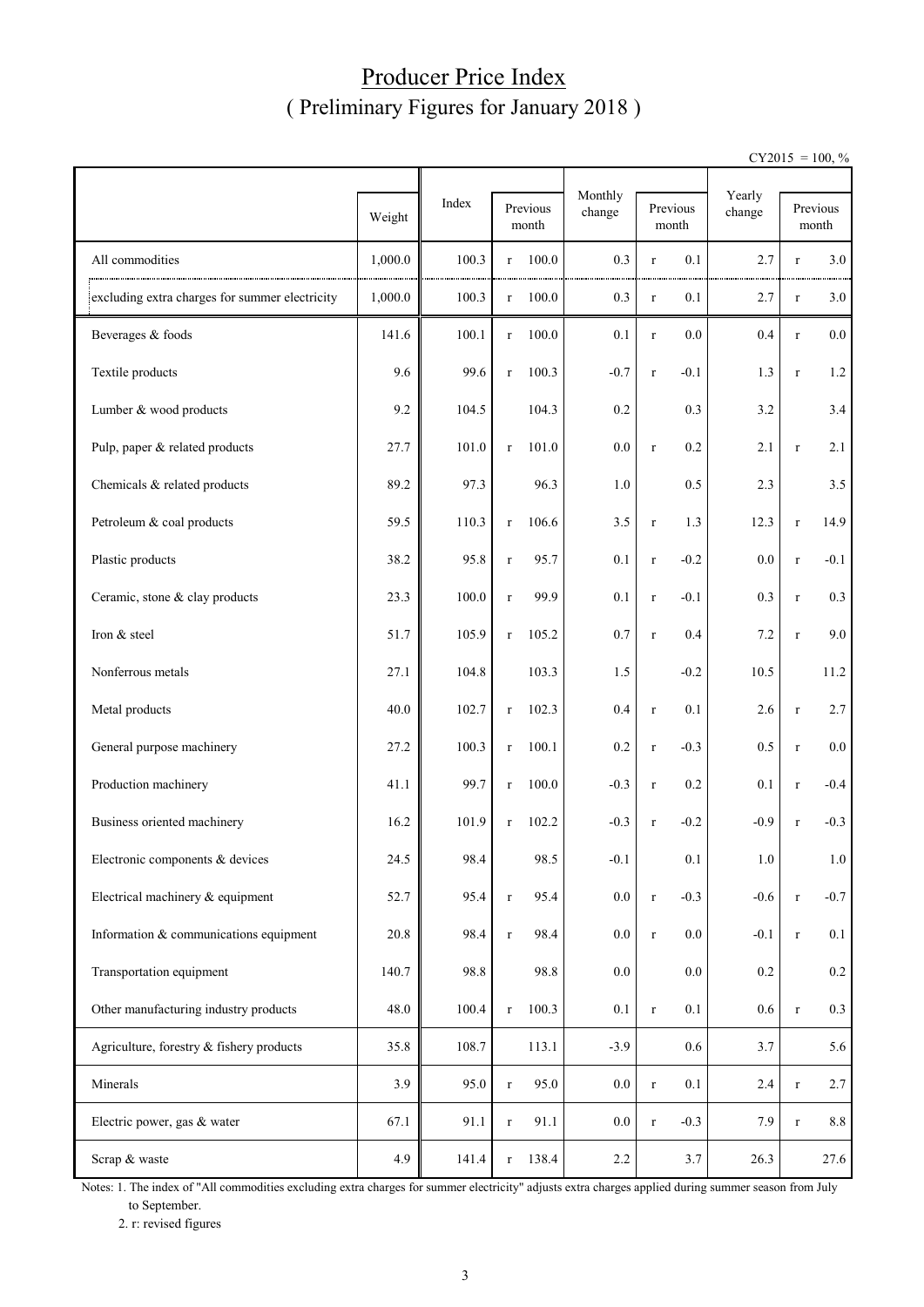# Producer Price Index
## ( Preliminary Figures for January 2018 )

CY2015 = 100, %

| | Weight | Index | Previous month | Monthly change | Previous month | Yearly change | Previous month |
|---|---|---|---|---|---|---|---|
| All commodities | 1,000.0 | 100.3 | r 100.0 | 0.3 | r 0.1 | 2.7 | r 3.0 |
| excluding extra charges for summer electricity | 1,000.0 | 100.3 | r 100.0 | 0.3 | r 0.1 | 2.7 | r 3.0 |
| Beverages & foods | 141.6 | 100.1 | r 100.0 | 0.1 | r 0.0 | 0.4 | r 0.0 |
| Textile products | 9.6 | 99.6 | r 100.3 | -0.7 | r -0.1 | 1.3 | r 1.2 |
| Lumber & wood products | 9.2 | 104.5 | 104.3 | 0.2 | 0.3 | 3.2 | 3.4 |
| Pulp, paper & related products | 27.7 | 101.0 | r 101.0 | 0.0 | r 0.2 | 2.1 | r 2.1 |
| Chemicals & related products | 89.2 | 97.3 | 96.3 | 1.0 | 0.5 | 2.3 | 3.5 |
| Petroleum & coal products | 59.5 | 110.3 | r 106.6 | 3.5 | r 1.3 | 12.3 | r 14.9 |
| Plastic products | 38.2 | 95.8 | r 95.7 | 0.1 | r -0.2 | 0.0 | r -0.1 |
| Ceramic, stone & clay products | 23.3 | 100.0 | r 99.9 | 0.1 | r -0.1 | 0.3 | r 0.3 |
| Iron & steel | 51.7 | 105.9 | r 105.2 | 0.7 | r 0.4 | 7.2 | r 9.0 |
| Nonferrous metals | 27.1 | 104.8 | 103.3 | 1.5 | -0.2 | 10.5 | 11.2 |
| Metal products | 40.0 | 102.7 | r 102.3 | 0.4 | r 0.1 | 2.6 | r 2.7 |
| General purpose machinery | 27.2 | 100.3 | r 100.1 | 0.2 | r -0.3 | 0.5 | r 0.0 |
| Production machinery | 41.1 | 99.7 | r 100.0 | -0.3 | r 0.2 | 0.1 | r -0.4 |
| Business oriented machinery | 16.2 | 101.9 | r 102.2 | -0.3 | r -0.2 | -0.9 | r -0.3 |
| Electronic components & devices | 24.5 | 98.4 | 98.5 | -0.1 | 0.1 | 1.0 | 1.0 |
| Electrical machinery & equipment | 52.7 | 95.4 | r 95.4 | 0.0 | r -0.3 | -0.6 | r -0.7 |
| Information & communications equipment | 20.8 | 98.4 | r 98.4 | 0.0 | r 0.0 | -0.1 | r 0.1 |
| Transportation equipment | 140.7 | 98.8 | 98.8 | 0.0 | 0.0 | 0.2 | 0.2 |
| Other manufacturing industry products | 48.0 | 100.4 | r 100.3 | 0.1 | r 0.1 | 0.6 | r 0.3 |
| Agriculture, forestry & fishery products | 35.8 | 108.7 | 113.1 | -3.9 | 0.6 | 3.7 | 5.6 |
| Minerals | 3.9 | 95.0 | r 95.0 | 0.0 | r 0.1 | 2.4 | r 2.7 |
| Electric power, gas & water | 67.1 | 91.1 | r 91.1 | 0.0 | r -0.3 | 7.9 | r 8.8 |
| Scrap & waste | 4.9 | 141.4 | r 138.4 | 2.2 | 3.7 | 26.3 | 27.6 |

Notes: 1. The index of "All commodities excluding extra charges for summer electricity" adjusts extra charges applied during summer season from July to September.

2. r: revised figures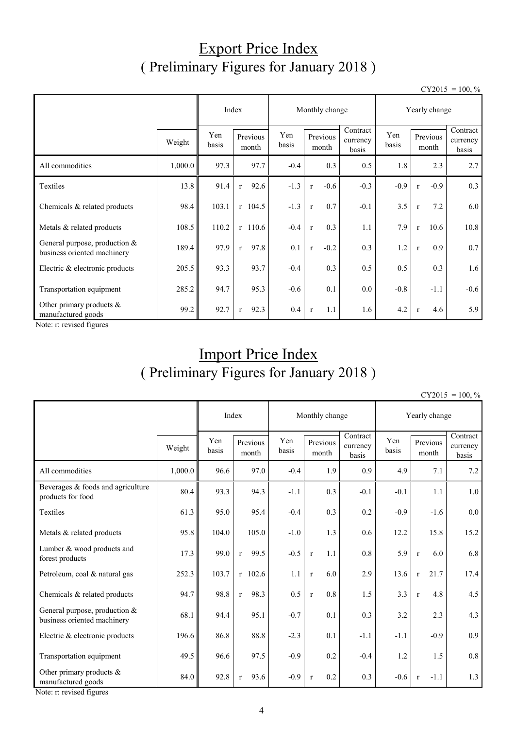# Export Price Index
## ( Preliminary Figures for January 2018 )

CY2015 = 100, %

| | | Index | | Monthly change | | | Yearly change | | |
|---|---|---|---|---|---|---|---|---|---|
| | Weight | Yen basis | Previous month | Yen basis | Previous month | Contract currency basis | Yen basis | Previous month | Contract currency basis |
| All commodities | 1,000.0 | 97.3 | 97.7 | -0.4 | 0.3 | 0.5 | 1.8 | 2.3 | 2.7 |
| Textiles | 13.8 | 91.4 | r 92.6 | -1.3 | r -0.6 | -0.3 | -0.9 | r -0.9 | 0.3 |
| Chemicals & related products | 98.4 | 103.1 | r 104.5 | -1.3 | r 0.7 | -0.1 | 3.5 | r 7.2 | 6.0 |
| Metals & related products | 108.5 | 110.2 | r 110.6 | -0.4 | r 0.3 | 1.1 | 7.9 | r 10.6 | 10.8 |
| General purpose, production & business oriented machinery | 189.4 | 97.9 | r 97.8 | 0.1 | r -0.2 | 0.3 | 1.2 | r 0.9 | 0.7 |
| Electric & electronic products | 205.5 | 93.3 | 93.7 | -0.4 | 0.3 | 0.5 | 0.5 | 0.3 | 1.6 |
| Transportation equipment | 285.2 | 94.7 | 95.3 | -0.6 | 0.1 | 0.0 | -0.8 | -1.1 | -0.6 |
| Other primary products & manufactured goods | 99.2 | 92.7 | r 92.3 | 0.4 | r 1.1 | 1.6 | 4.2 | r 4.6 | 5.9 |

Note: r: revised figures

# Import Price Index
## ( Preliminary Figures for January 2018 )

CY2015 = 100, %

| | | Index | | Monthly change | | | Yearly change | | |
|---|---|---|---|---|---|---|---|---|---|
| | Weight | Yen basis | Previous month | Yen basis | Previous month | Contract currency basis | Yen basis | Previous month | Contract currency basis |
| All commodities | 1,000.0 | 96.6 | 97.0 | -0.4 | 1.9 | 0.9 | 4.9 | 7.1 | 7.2 |
| Beverages & foods and agriculture products for food | 80.4 | 93.3 | 94.3 | -1.1 | 0.3 | -0.1 | -0.1 | 1.1 | 1.0 |
| Textiles | 61.3 | 95.0 | 95.4 | -0.4 | 0.3 | 0.2 | -0.9 | -1.6 | 0.0 |
| Metals & related products | 95.8 | 104.0 | 105.0 | -1.0 | 1.3 | 0.6 | 12.2 | 15.8 | 15.2 |
| Lumber & wood products and forest products | 17.3 | 99.0 | r 99.5 | -0.5 | r 1.1 | 0.8 | 5.9 | r 6.0 | 6.8 |
| Petroleum, coal & natural gas | 252.3 | 103.7 | r 102.6 | 1.1 | r 6.0 | 2.9 | 13.6 | r 21.7 | 17.4 |
| Chemicals & related products | 94.7 | 98.8 | r 98.3 | 0.5 | r 0.8 | 1.5 | 3.3 | r 4.8 | 4.5 |
| General purpose, production & business oriented machinery | 68.1 | 94.4 | 95.1 | -0.7 | 0.1 | 0.3 | 3.2 | 2.3 | 4.3 |
| Electric & electronic products | 196.6 | 86.8 | 88.8 | -2.3 | 0.1 | -1.1 | -1.1 | -0.9 | 0.9 |
| Transportation equipment | 49.5 | 96.6 | 97.5 | -0.9 | 0.2 | -0.4 | 1.2 | 1.5 | 0.8 |
| Other primary products & manufactured goods | 84.0 | 92.8 | r 93.6 | -0.9 | r 0.2 | 0.3 | -0.6 | r -1.1 | 1.3 |

Note: r: revised figures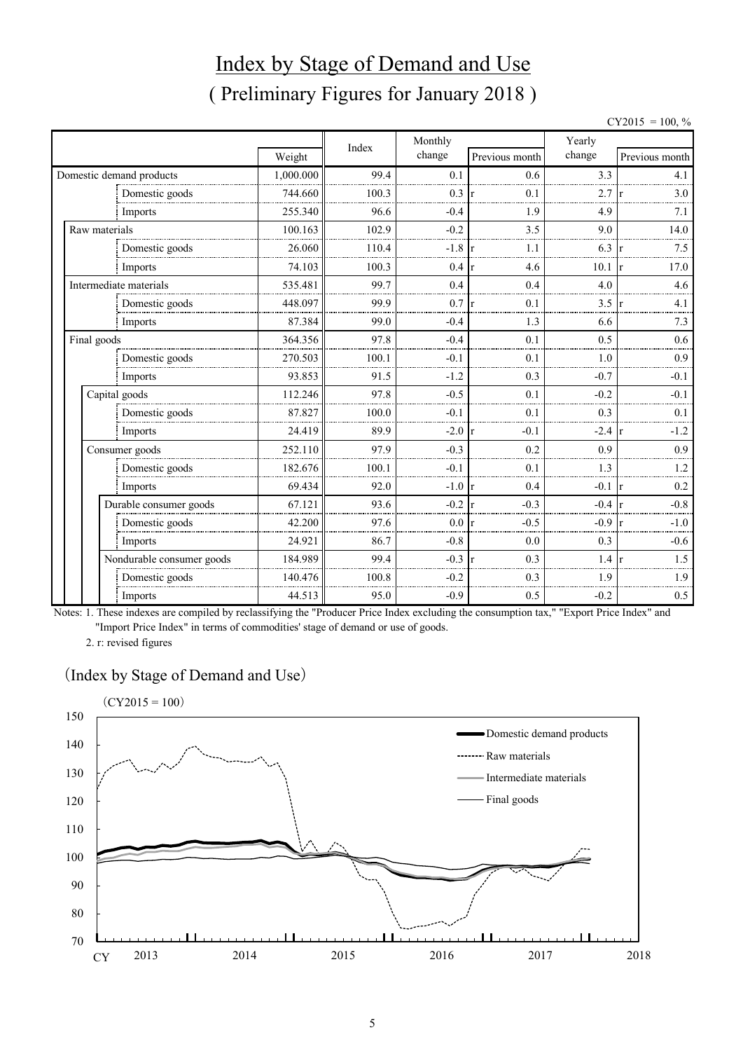# Index by Stage of Demand and Use

## ( Preliminary Figures for January 2018 )

CY2015 = 100, %

| | Weight | Index | Monthly change | Previous month | Yearly change | Previous month |
|---|---|---|---|---|---|---|
| Domestic demand products | 1,000.000 | 99.4 | 0.1 | 0.6 | 3.3 | 4.1 |
| Domestic goods | 744.660 | 100.3 | 0.3 | r 0.1 | 2.7 | r 3.0 |
| Imports | 255.340 | 96.6 | -0.4 | 1.9 | 4.9 | 7.1 |
| Raw materials | 100.163 | 102.9 | -0.2 | 3.5 | 9.0 | 14.0 |
| Domestic goods | 26.060 | 110.4 | -1.8 | r 1.1 | 6.3 | r 7.5 |
| Imports | 74.103 | 100.3 | 0.4 | r 4.6 | 10.1 | r 17.0 |
| Intermediate materials | 535.481 | 99.7 | 0.4 | 0.4 | 4.0 | 4.6 |
| Domestic goods | 448.097 | 99.9 | 0.7 | r 0.1 | 3.5 | r 4.1 |
| Imports | 87.384 | 99.0 | -0.4 | 1.3 | 6.6 | 7.3 |
| Final goods | 364.356 | 97.8 | -0.4 | 0.1 | 0.5 | 0.6 |
| Domestic goods | 270.503 | 100.1 | -0.1 | 0.1 | 1.0 | 0.9 |
| Imports | 93.853 | 91.5 | -1.2 | 0.3 | -0.7 | -0.1 |
| Capital goods | 112.246 | 97.8 | -0.5 | 0.1 | -0.2 | -0.1 |
| Domestic goods | 87.827 | 100.0 | -0.1 | 0.1 | 0.3 | 0.1 |
| Imports | 24.419 | 89.9 | -2.0 | r -0.1 | -2.4 | r -1.2 |
| Consumer goods | 252.110 | 97.9 | -0.3 | 0.2 | 0.9 | 0.9 |
| Domestic goods | 182.676 | 100.1 | -0.1 | 0.1 | 1.3 | 1.2 |
| Imports | 69.434 | 92.0 | -1.0 | r 0.4 | -0.1 | r 0.2 |
| Durable consumer goods | 67.121 | 93.6 | -0.2 | r -0.3 | -0.4 | r -0.8 |
| Domestic goods | 42.200 | 97.6 | 0.0 | r -0.5 | -0.9 | r -1.0 |
| Imports | 24.921 | 86.7 | -0.8 | 0.0 | 0.3 | -0.6 |
| Nondurable consumer goods | 184.989 | 99.4 | -0.3 | r 0.3 | 1.4 | r 1.5 |
| Domestic goods | 140.476 | 100.8 | -0.2 | 0.3 | 1.9 | 1.9 |
| Imports | 44.513 | 95.0 | -0.9 | 0.5 | -0.2 | 0.5 |

Notes: 1. These indexes are compiled by reclassifying the "Producer Price Index excluding the consumption tax," "Export Price Index" and "Import Price Index" in terms of commodities' stage of demand or use of goods.

2. r: revised figures

(Index by Stage of Demand and Use)

(CY2015 = 100)

Legend: Domestic demand products; Raw materials; Intermediate materials; Final goods

CY 2013 2014 2015 2016 2017 2018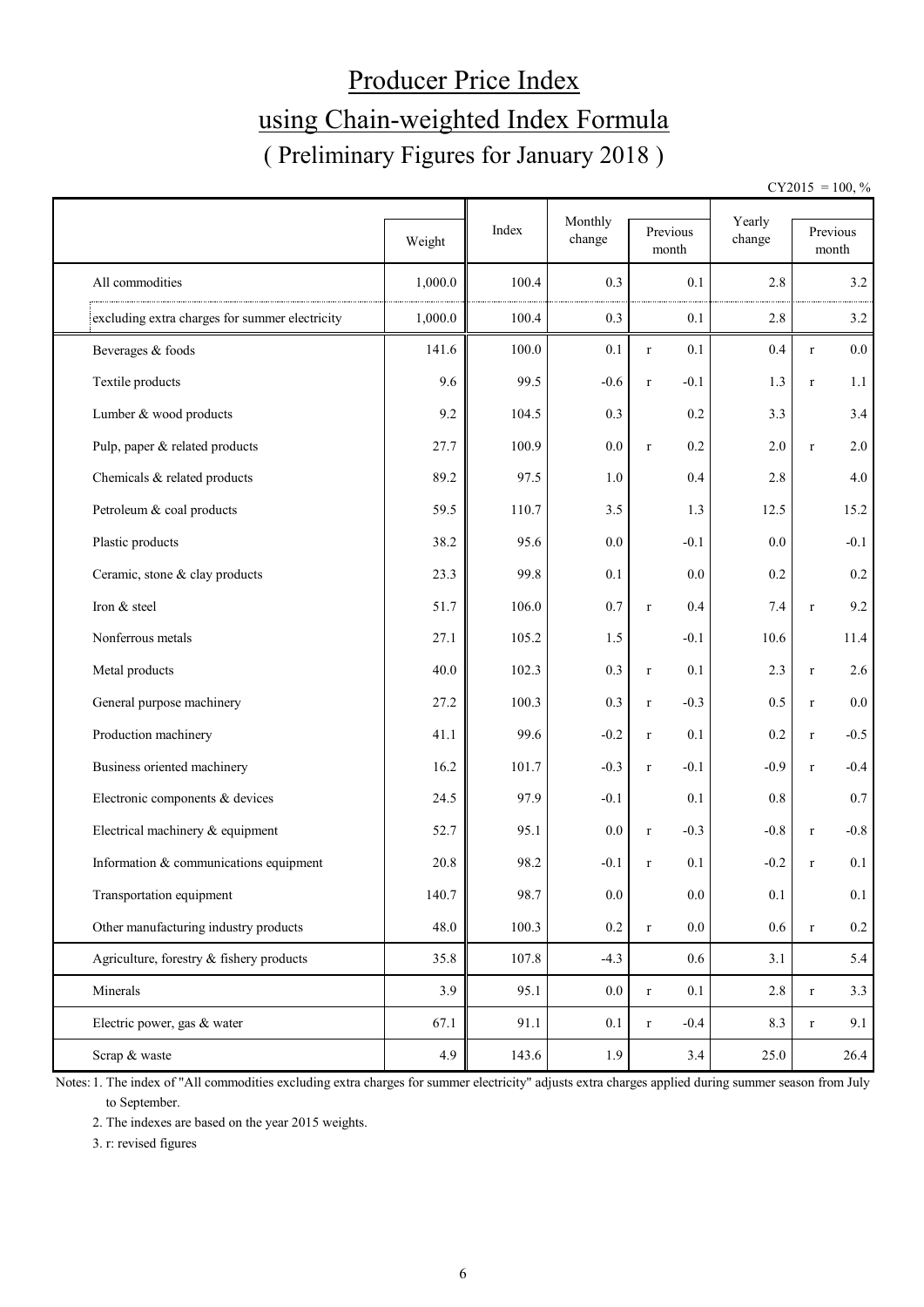# Producer Price Index
## using Chain-weighted Index Formula
### ( Preliminary Figures for January 2018 )

CY2015 = 100, %

| | Weight | Index | Monthly change | Previous month | Yearly change | Previous month |
|---|---|---|---|---|---|---|
| All commodities | 1,000.0 | 100.4 | 0.3 | 0.1 | 2.8 | 3.2 |
| excluding extra charges for summer electricity | 1,000.0 | 100.4 | 0.3 | 0.1 | 2.8 | 3.2 |
| Beverages & foods | 141.6 | 100.0 | 0.1 | r 0.1 | 0.4 | r 0.0 |
| Textile products | 9.6 | 99.5 | -0.6 | r -0.1 | 1.3 | r 1.1 |
| Lumber & wood products | 9.2 | 104.5 | 0.3 | 0.2 | 3.3 | 3.4 |
| Pulp, paper & related products | 27.7 | 100.9 | 0.0 | r 0.2 | 2.0 | r 2.0 |
| Chemicals & related products | 89.2 | 97.5 | 1.0 | 0.4 | 2.8 | 4.0 |
| Petroleum & coal products | 59.5 | 110.7 | 3.5 | 1.3 | 12.5 | 15.2 |
| Plastic products | 38.2 | 95.6 | 0.0 | -0.1 | 0.0 | -0.1 |
| Ceramic, stone & clay products | 23.3 | 99.8 | 0.1 | 0.0 | 0.2 | 0.2 |
| Iron & steel | 51.7 | 106.0 | 0.7 | r 0.4 | 7.4 | r 9.2 |
| Nonferrous metals | 27.1 | 105.2 | 1.5 | -0.1 | 10.6 | 11.4 |
| Metal products | 40.0 | 102.3 | 0.3 | r 0.1 | 2.3 | r 2.6 |
| General purpose machinery | 27.2 | 100.3 | 0.3 | r -0.3 | 0.5 | r 0.0 |
| Production machinery | 41.1 | 99.6 | -0.2 | r 0.1 | 0.2 | r -0.5 |
| Business oriented machinery | 16.2 | 101.7 | -0.3 | r -0.1 | -0.9 | r -0.4 |
| Electronic components & devices | 24.5 | 97.9 | -0.1 | 0.1 | 0.8 | 0.7 |
| Electrical machinery & equipment | 52.7 | 95.1 | 0.0 | r -0.3 | -0.8 | r -0.8 |
| Information & communications equipment | 20.8 | 98.2 | -0.1 | r 0.1 | -0.2 | r 0.1 |
| Transportation equipment | 140.7 | 98.7 | 0.0 | 0.0 | 0.1 | 0.1 |
| Other manufacturing industry products | 48.0 | 100.3 | 0.2 | r 0.0 | 0.6 | r 0.2 |
| Agriculture, forestry & fishery products | 35.8 | 107.8 | -4.3 | 0.6 | 3.1 | 5.4 |
| Minerals | 3.9 | 95.1 | 0.0 | r 0.1 | 2.8 | r 3.3 |
| Electric power, gas & water | 67.1 | 91.1 | 0.1 | r -0.4 | 8.3 | r 9.1 |
| Scrap & waste | 4.9 | 143.6 | 1.9 | 3.4 | 25.0 | 26.4 |

Notes: 1. The index of "All commodities excluding extra charges for summer electricity" adjusts extra charges applied during summer season from July to September.

2. The indexes are based on the year 2015 weights.

3. r: revised figures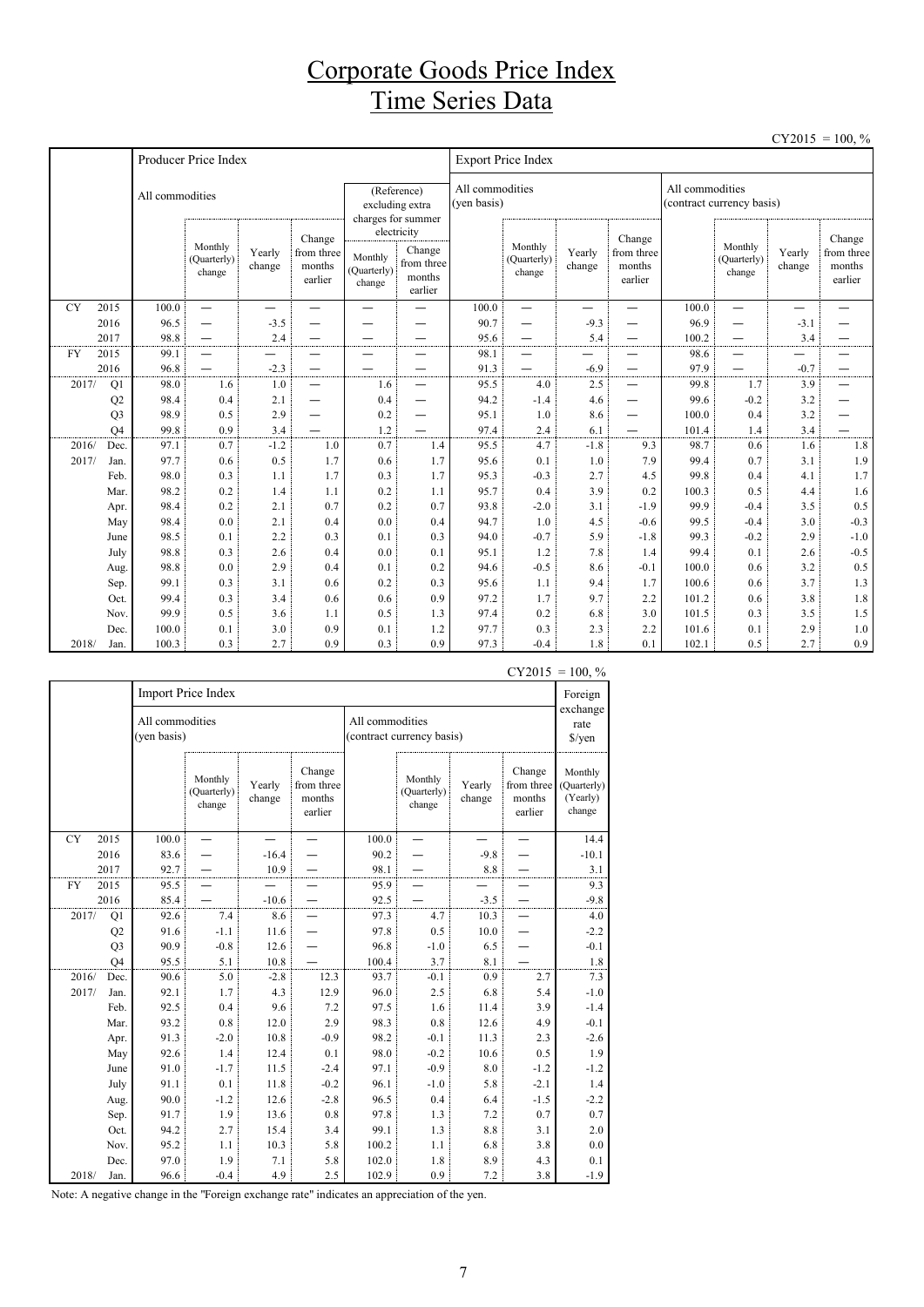# Corporate Goods Price Index
# Time Series Data

CY2015 = 100, %

| | | Producer Price Index | | | | | | Export Price Index | | | | | | | |
|---|---|---|---|---|---|---|---|---|---|---|---|---|---|---|---|
| | | All commodities | | | | (Reference) excluding extra charges for summer electricity | | All commodities (yen basis) | | | | All commodities (contract currency basis) | | | |
| | | | Monthly (Quarterly) change | Yearly change | Change from three months earlier | Monthly (Quarterly) change | Change from three months earlier | | Monthly (Quarterly) change | Yearly change | Change from three months earlier | | Monthly (Quarterly) change | Yearly change | Change from three months earlier |
| CY | 2015 | 100.0 | — | — | — | — | — | 100.0 | — | — | — | 100.0 | — | — | — |
| | 2016 | 96.5 | — | -3.5 | — | — | — | 90.7 | — | -9.3 | — | 96.9 | — | -3.1 | — |
| | 2017 | 98.8 | — | 2.4 | — | — | — | 95.6 | — | 5.4 | — | 100.2 | — | 3.4 | — |
| FY | 2015 | 99.1 | — | — | — | — | — | 98.1 | — | — | — | 98.6 | — | — | — |
| | 2016 | 96.8 | — | -2.3 | — | — | — | 91.3 | — | -6.9 | — | 97.9 | — | -0.7 | — |
| 2017/ | Q1 | 98.0 | 1.6 | 1.0 | — | 1.6 | — | 95.5 | 4.0 | 2.5 | — | 99.8 | 1.7 | 3.9 | — |
| | Q2 | 98.4 | 0.4 | 2.1 | — | 0.4 | — | 94.2 | -1.4 | 4.6 | — | 99.6 | -0.2 | 3.2 | — |
| | Q3 | 98.9 | 0.5 | 2.9 | — | 0.2 | — | 95.1 | 1.0 | 8.6 | — | 100.0 | 0.4 | 3.2 | — |
| | Q4 | 99.8 | 0.9 | 3.4 | — | 1.2 | — | 97.4 | 2.4 | 6.1 | — | 101.4 | 1.4 | 3.4 | — |
| 2016/ | Dec. | 97.1 | 0.7 | -1.2 | 1.0 | 0.7 | 1.4 | 95.5 | 4.7 | -1.8 | 9.3 | 98.7 | 0.6 | 1.6 | 1.8 |
| 2017/ | Jan. | 97.7 | 0.6 | 0.5 | 1.7 | 0.6 | 1.7 | 95.6 | 0.1 | 1.0 | 7.9 | 99.4 | 0.7 | 3.1 | 1.9 |
| | Feb. | 98.0 | 0.3 | 1.1 | 1.7 | 0.3 | 1.7 | 95.3 | -0.3 | 2.7 | 4.5 | 99.8 | 0.4 | 4.1 | 1.7 |
| | Mar. | 98.2 | 0.2 | 1.4 | 1.1 | 0.2 | 1.1 | 95.7 | 0.4 | 3.9 | 0.2 | 100.3 | 0.5 | 4.4 | 1.6 |
| | Apr. | 98.4 | 0.2 | 2.1 | 0.7 | 0.2 | 0.7 | 93.8 | -2.0 | 3.1 | -1.9 | 99.9 | -0.4 | 3.5 | 0.5 |
| | May | 98.4 | 0.0 | 2.1 | 0.4 | 0.0 | 0.4 | 94.7 | 1.0 | 4.5 | -0.6 | 99.5 | -0.4 | 3.0 | -0.3 |
| | June | 98.5 | 0.1 | 2.2 | 0.3 | 0.1 | 0.3 | 94.0 | -0.7 | 5.9 | -1.8 | 99.3 | -0.2 | 2.9 | -1.0 |
| | July | 98.8 | 0.3 | 2.6 | 0.4 | 0.0 | 0.1 | 95.1 | 1.2 | 7.8 | 1.4 | 99.4 | 0.1 | 2.6 | -0.5 |
| | Aug. | 98.8 | 0.0 | 2.9 | 0.4 | 0.1 | 0.2 | 94.6 | -0.5 | 8.6 | -0.1 | 100.0 | 0.6 | 3.2 | 0.5 |
| | Sep. | 99.1 | 0.3 | 3.1 | 0.6 | 0.2 | 0.3 | 95.6 | 1.1 | 9.4 | 1.7 | 100.6 | 0.6 | 3.7 | 1.3 |
| | Oct. | 99.4 | 0.3 | 3.4 | 0.6 | 0.6 | 0.9 | 97.2 | 1.7 | 9.7 | 2.2 | 101.2 | 0.6 | 3.8 | 1.8 |
| | Nov. | 99.9 | 0.5 | 3.6 | 1.1 | 0.5 | 1.3 | 97.4 | 0.2 | 6.8 | 3.0 | 101.5 | 0.3 | 3.5 | 1.5 |
| | Dec. | 100.0 | 0.1 | 3.0 | 0.9 | 0.1 | 1.2 | 97.7 | 0.3 | 2.3 | 2.2 | 101.6 | 0.1 | 2.9 | 1.0 |
| 2018/ | Jan. | 100.3 | 0.3 | 2.7 | 0.9 | 0.3 | 0.9 | 97.3 | -0.4 | 1.8 | 0.1 | 102.1 | 0.5 | 2.7 | 0.9 |

CY2015 = 100, %

| | | Import Price Index | | | | | | | | Foreign exchange rate $/yen |
|---|---|---|---|---|---|---|---|---|---|---|
| | | All commodities (yen basis) | | | | All commodities (contract currency basis) | | | | |
| | | | Monthly (Quarterly) change | Yearly change | Change from three months earlier | | Monthly (Quarterly) change | Yearly change | Change from three months earlier | Monthly (Quarterly) (Yearly) change |
| CY | 2015 | 100.0 | — | — | — | 100.0 | — | — | — | 14.4 |
| | 2016 | 83.6 | — | -16.4 | — | 90.2 | — | -9.8 | — | -10.1 |
| | 2017 | 92.7 | — | 10.9 | — | 98.1 | — | 8.8 | — | 3.1 |
| FY | 2015 | 95.5 | — | — | — | 95.9 | — | — | — | 9.3 |
| | 2016 | 85.4 | — | -10.6 | — | 92.5 | — | -3.5 | — | -9.8 |
| 2017/ | Q1 | 92.6 | 7.4 | 8.6 | — | 97.3 | 4.7 | 10.3 | — | 4.0 |
| | Q2 | 91.6 | -1.1 | 11.6 | — | 97.8 | 0.5 | 10.0 | — | -2.2 |
| | Q3 | 90.9 | -0.8 | 12.6 | — | 96.8 | -1.0 | 6.5 | — | -0.1 |
| | Q4 | 95.5 | 5.1 | 10.8 | — | 100.4 | 3.7 | 8.1 | — | 1.8 |
| 2016/ | Dec. | 90.6 | 5.0 | -2.8 | 12.3 | 93.7 | -0.1 | 0.9 | 2.7 | 7.3 |
| 2017/ | Jan. | 92.1 | 1.7 | 4.3 | 12.9 | 96.0 | 2.5 | 6.8 | 5.4 | -1.0 |
| | Feb. | 92.5 | 0.4 | 9.6 | 7.2 | 97.5 | 1.6 | 11.4 | 3.9 | -1.4 |
| | Mar. | 93.2 | 0.8 | 12.0 | 2.9 | 98.3 | 0.8 | 12.6 | 4.9 | -0.1 |
| | Apr. | 91.3 | -2.0 | 10.8 | -0.9 | 98.2 | -0.1 | 11.3 | 2.3 | -2.6 |
| | May | 92.6 | 1.4 | 12.4 | 0.1 | 98.0 | -0.2 | 10.6 | 0.5 | 1.9 |
| | June | 91.0 | -1.7 | 11.5 | -2.4 | 97.1 | -0.9 | 8.0 | -1.2 | -1.2 |
| | July | 91.1 | 0.1 | 11.8 | -0.2 | 96.1 | -1.0 | 5.8 | -2.1 | 1.4 |
| | Aug. | 90.0 | -1.2 | 12.6 | -2.8 | 96.5 | 0.4 | 6.4 | -1.5 | -2.2 |
| | Sep. | 91.7 | 1.9 | 13.6 | 0.8 | 97.8 | 1.3 | 7.2 | 0.7 | 0.7 |
| | Oct. | 94.2 | 2.7 | 15.4 | 3.4 | 99.1 | 1.3 | 8.8 | 3.1 | 2.0 |
| | Nov. | 95.2 | 1.1 | 10.3 | 5.8 | 100.2 | 1.1 | 6.8 | 3.8 | 0.0 |
| | Dec. | 97.0 | 1.9 | 7.1 | 5.8 | 102.0 | 1.8 | 8.9 | 4.3 | 0.1 |
| 2018/ | Jan. | 96.6 | -0.4 | 4.9 | 2.5 | 102.9 | 0.9 | 7.2 | 3.8 | -1.9 |

Note: A negative change in the "Foreign exchange rate" indicates an appreciation of the yen.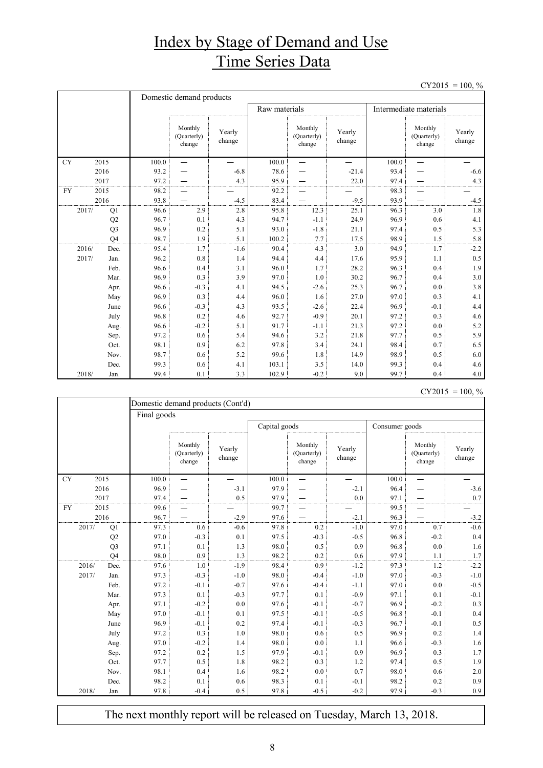# Index by Stage of Demand and Use
# Time Series Data

CY2015 = 100, %

| | | Domestic demand products | | | | | | | | |
|---|---|---|---|---|---|---|---|---|---|---|
| | | | | | Raw materials | | | Intermediate materials | | |
| | | | Monthly (Quarterly) change | Yearly change | | Monthly (Quarterly) change | Yearly change | | Monthly (Quarterly) change | Yearly change |
| CY | 2015 | 100.0 | — | — | 100.0 | — | — | 100.0 | — | — |
| | 2016 | 93.2 | — | -6.8 | 78.6 | — | -21.4 | 93.4 | — | -6.6 |
| | 2017 | 97.2 | — | 4.3 | 95.9 | — | 22.0 | 97.4 | — | 4.3 |
| FY | 2015 | 98.2 | — | — | 92.2 | — | — | 98.3 | — | — |
| | 2016 | 93.8 | — | -4.5 | 83.4 | — | -9.5 | 93.9 | — | -4.5 |
| 2017/ | Q1 | 96.6 | 2.9 | 2.8 | 95.8 | 12.3 | 25.1 | 96.3 | 3.0 | 1.8 |
| | Q2 | 96.7 | 0.1 | 4.3 | 94.7 | -1.1 | 24.9 | 96.9 | 0.6 | 4.1 |
| | Q3 | 96.9 | 0.2 | 5.1 | 93.0 | -1.8 | 21.1 | 97.4 | 0.5 | 5.3 |
| | Q4 | 98.7 | 1.9 | 5.1 | 100.2 | 7.7 | 17.5 | 98.9 | 1.5 | 5.8 |
| 2016/ | Dec. | 95.4 | 1.7 | -1.6 | 90.4 | 4.3 | 3.0 | 94.9 | 1.7 | -2.2 |
| 2017/ | Jan. | 96.2 | 0.8 | 1.4 | 94.4 | 4.4 | 17.6 | 95.9 | 1.1 | 0.5 |
| | Feb. | 96.6 | 0.4 | 3.1 | 96.0 | 1.7 | 28.2 | 96.3 | 0.4 | 1.9 |
| | Mar. | 96.9 | 0.3 | 3.9 | 97.0 | 1.0 | 30.2 | 96.7 | 0.4 | 3.0 |
| | Apr. | 96.6 | -0.3 | 4.1 | 94.5 | -2.6 | 25.3 | 96.7 | 0.0 | 3.8 |
| | May | 96.9 | 0.3 | 4.4 | 96.0 | 1.6 | 27.0 | 97.0 | 0.3 | 4.1 |
| | June | 96.6 | -0.3 | 4.3 | 93.5 | -2.6 | 22.4 | 96.9 | -0.1 | 4.4 |
| | July | 96.8 | 0.2 | 4.6 | 92.7 | -0.9 | 20.1 | 97.2 | 0.3 | 4.6 |
| | Aug. | 96.6 | -0.2 | 5.1 | 91.7 | -1.1 | 21.3 | 97.2 | 0.0 | 5.2 |
| | Sep. | 97.2 | 0.6 | 5.4 | 94.6 | 3.2 | 21.8 | 97.7 | 0.5 | 5.9 |
| | Oct. | 98.1 | 0.9 | 6.2 | 97.8 | 3.4 | 24.1 | 98.4 | 0.7 | 6.5 |
| | Nov. | 98.7 | 0.6 | 5.2 | 99.6 | 1.8 | 14.9 | 98.9 | 0.5 | 6.0 |
| | Dec. | 99.3 | 0.6 | 4.1 | 103.1 | 3.5 | 14.0 | 99.3 | 0.4 | 4.6 |
| 2018/ | Jan. | 99.4 | 0.1 | 3.3 | 102.9 | -0.2 | 9.0 | 99.7 | 0.4 | 4.0 |

CY2015 = 100, %

| | | Domestic demand products (Cont'd) | | | | | | | | |
|---|---|---|---|---|---|---|---|---|---|---|
| | | Final goods | | | | | | | | |
| | | | | | Capital goods | | | Consumer goods | | |
| | | | Monthly (Quarterly) change | Yearly change | | Monthly (Quarterly) change | Yearly change | | Monthly (Quarterly) change | Yearly change |
| CY | 2015 | 100.0 | — | — | 100.0 | — | — | 100.0 | — | — |
| | 2016 | 96.9 | — | -3.1 | 97.9 | — | -2.1 | 96.4 | — | -3.6 |
| | 2017 | 97.4 | — | 0.5 | 97.9 | — | 0.0 | 97.1 | — | 0.7 |
| FY | 2015 | 99.6 | — | — | 99.7 | — | — | 99.5 | — | — |
| | 2016 | 96.7 | — | -2.9 | 97.6 | — | -2.1 | 96.3 | — | -3.2 |
| 2017/ | Q1 | 97.3 | 0.6 | -0.6 | 97.8 | 0.2 | -1.0 | 97.0 | 0.7 | -0.6 |
| | Q2 | 97.0 | -0.3 | 0.1 | 97.5 | -0.3 | -0.5 | 96.8 | -0.2 | 0.4 |
| | Q3 | 97.1 | 0.1 | 1.3 | 98.0 | 0.5 | 0.9 | 96.8 | 0.0 | 1.6 |
| | Q4 | 98.0 | 0.9 | 1.3 | 98.2 | 0.2 | 0.6 | 97.9 | 1.1 | 1.7 |
| 2016/ | Dec. | 97.6 | 1.0 | -1.9 | 98.4 | 0.9 | -1.2 | 97.3 | 1.2 | -2.2 |
| 2017/ | Jan. | 97.3 | -0.3 | -1.0 | 98.0 | -0.4 | -1.0 | 97.0 | -0.3 | -1.0 |
| | Feb. | 97.2 | -0.1 | -0.7 | 97.6 | -0.4 | -1.1 | 97.0 | 0.0 | -0.5 |
| | Mar. | 97.3 | 0.1 | -0.3 | 97.7 | 0.1 | -0.9 | 97.1 | 0.1 | -0.1 |
| | Apr. | 97.1 | -0.2 | 0.0 | 97.6 | -0.1 | -0.7 | 96.9 | -0.2 | 0.3 |
| | May | 97.0 | -0.1 | 0.1 | 97.5 | -0.1 | -0.5 | 96.8 | -0.1 | 0.4 |
| | June | 96.9 | -0.1 | 0.2 | 97.4 | -0.1 | -0.3 | 96.7 | -0.1 | 0.5 |
| | July | 97.2 | 0.3 | 1.0 | 98.0 | 0.6 | 0.5 | 96.9 | 0.2 | 1.4 |
| | Aug. | 97.0 | -0.2 | 1.4 | 98.0 | 0.0 | 1.1 | 96.6 | -0.3 | 1.6 |
| | Sep. | 97.2 | 0.2 | 1.5 | 97.9 | -0.1 | 0.9 | 96.9 | 0.3 | 1.7 |
| | Oct. | 97.7 | 0.5 | 1.8 | 98.2 | 0.3 | 1.2 | 97.4 | 0.5 | 1.9 |
| | Nov. | 98.1 | 0.4 | 1.6 | 98.2 | 0.0 | 0.7 | 98.0 | 0.6 | 2.0 |
| | Dec. | 98.2 | 0.1 | 0.6 | 98.3 | 0.1 | -0.1 | 98.2 | 0.2 | 0.9 |
| 2018/ | Jan. | 97.8 | -0.4 | 0.5 | 97.8 | -0.5 | -0.2 | 97.9 | -0.3 | 0.9 |

The next monthly report will be released on Tuesday, March 13, 2018.